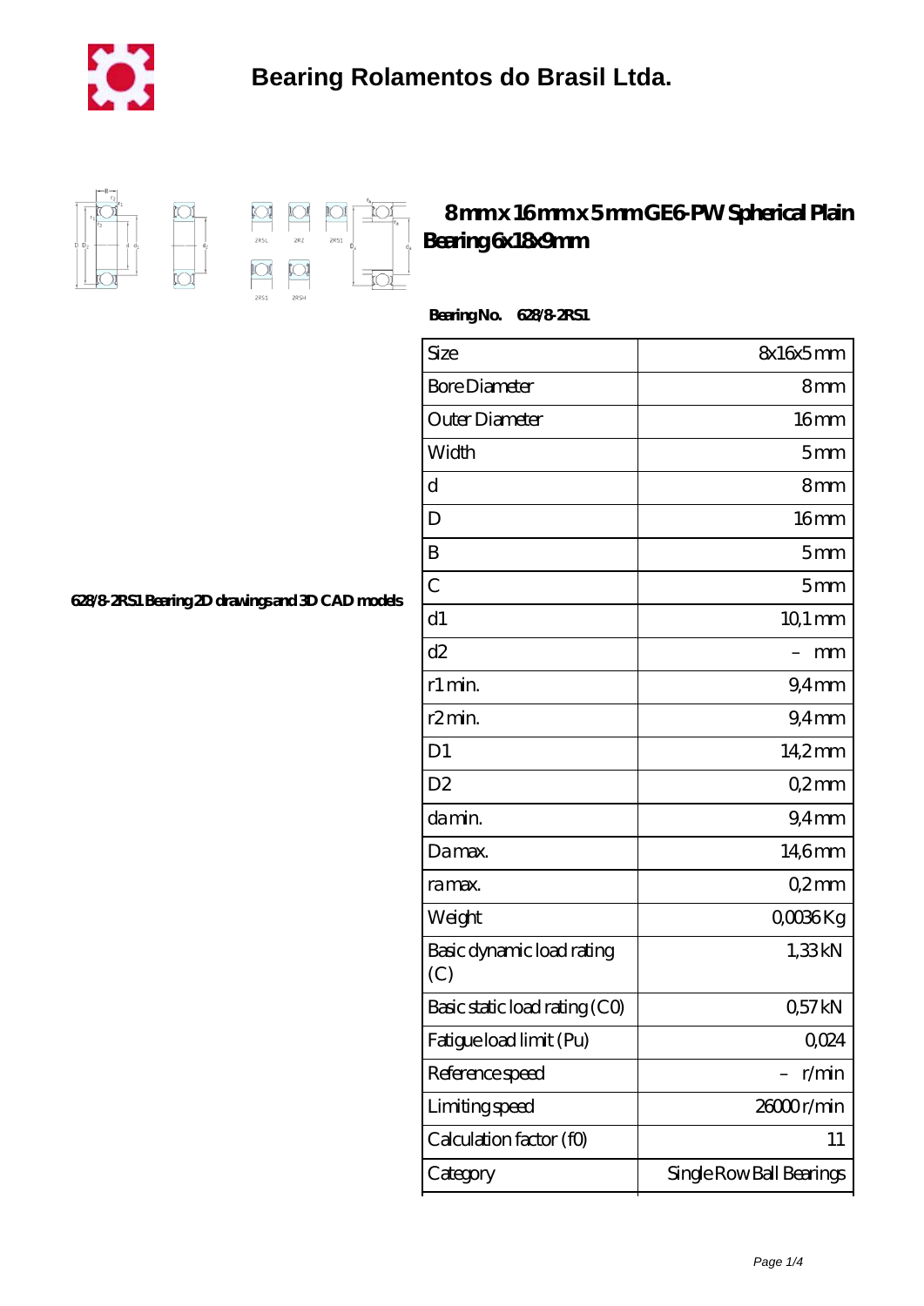# Bearing Rolamentos do Brasil Ltda.

## 8mm x 16mm x 5mm GE6-PW Spherical Plain Bearing 6x18x9mm

**Bearing No.** 628/8-2RS1

628/8-2RS1 Bearing 2D drawings and 3D CAD models

| Size | 8x16x5 mm |
|---|---|
| Bore Diameter | 8 mm |
| Outer Diameter | 16 mm |
| Width | 5 mm |
| d | 8 mm |
| D | 16 mm |
| B | 5 mm |
| C | 5 mm |
| d1 | 10,1 mm |
| d2 | – mm |
| r1 min. | 9,4 mm |
| r2 min. | 9,4 mm |
| D1 | 14,2 mm |
| D2 | 0,2 mm |
| da min. | 9,4 mm |
| Da max. | 14,6 mm |
| ra max. | 0,2 mm |
| Weight | 0,0036 Kg |
| Basic dynamic load rating (C) | 1,33 kN |
| Basic static load rating (C0) | 0,57 kN |
| Fatigue load limit (Pu) | 0,024 |
| Reference speed | – r/min |
| Limiting speed | 26000 r/min |
| Calculation factor (f0) | 11 |
| Category | Single Row Ball Bearings |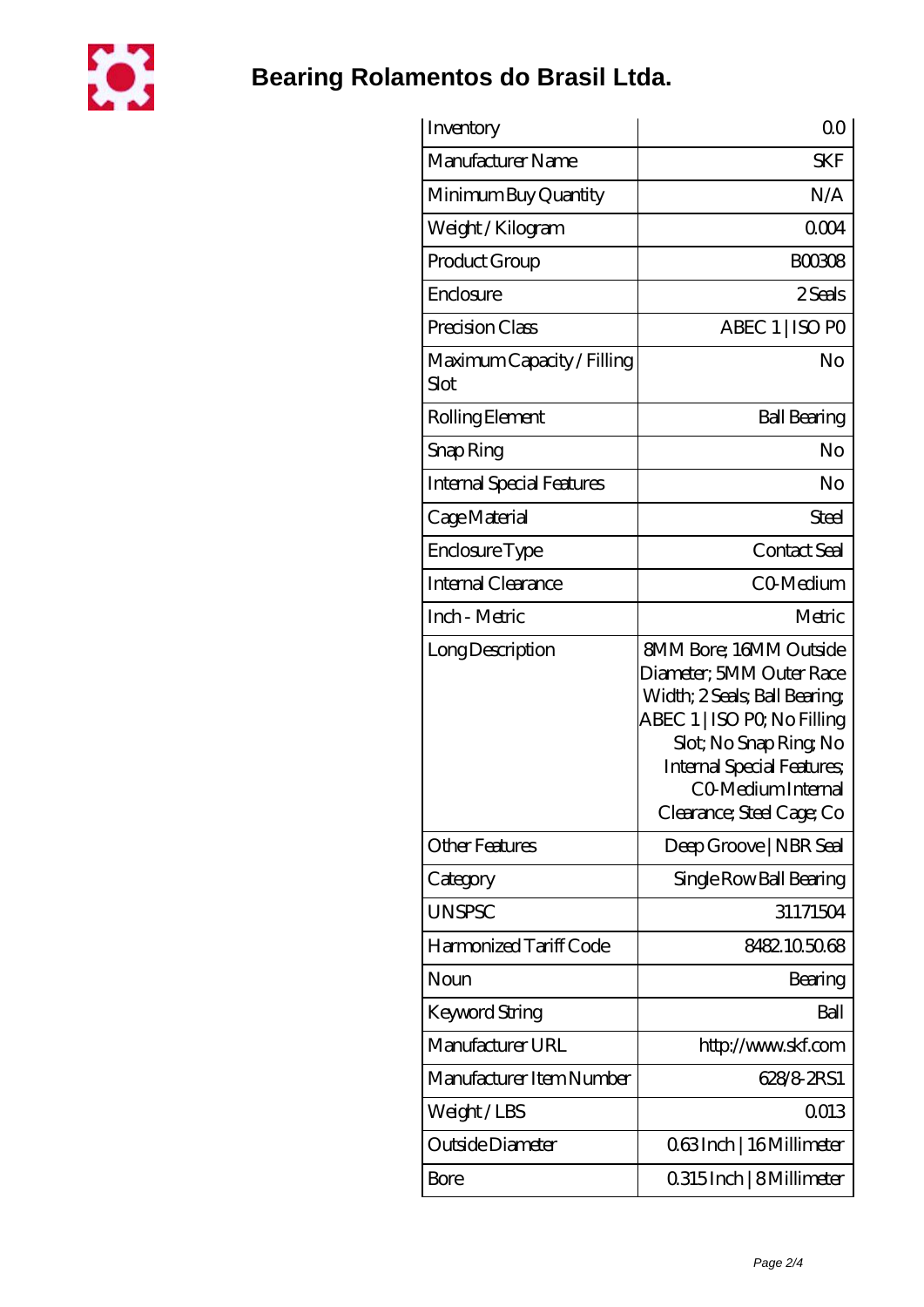# Bearing Rolamentos do Brasil Ltda.

| Inventory | 0.0 |
|---|---|
| Manufacturer Name | SKF |
| Minimum Buy Quantity | N/A |
| Weight / Kilogram | 0.004 |
| Product Group | B00308 |
| Enclosure | 2 Seals |
| Precision Class | ABEC 1 \| ISO P0 |
| Maximum Capacity / Filling Slot | No |
| Rolling Element | Ball Bearing |
| Snap Ring | No |
| Internal Special Features | No |
| Cage Material | Steel |
| Enclosure Type | Contact Seal |
| Internal Clearance | C0-Medium |
| Inch - Metric | Metric |
| Long Description | 8MM Bore; 16MM Outside Diameter; 5MM Outer Race Width; 2 Seals; Ball Bearing; ABEC 1 \| ISO P0; No Filling Slot; No Snap Ring; No Internal Special Features; C0-Medium Internal Clearance; Steel Cage; Co |
| Other Features | Deep Groove \| NBR Seal |
| Category | Single Row Ball Bearing |
| UNSPSC | 31171504 |
| Harmonized Tariff Code | 8482.10.50.68 |
| Noun | Bearing |
| Keyword String | Ball |
| Manufacturer URL | http://www.skf.com |
| Manufacturer Item Number | 628/8-2RS1 |
| Weight / LBS | 0.013 |
| Outside Diameter | 0.63 Inch \| 16 Millimeter |
| Bore | 0.315 Inch \| 8 Millimeter |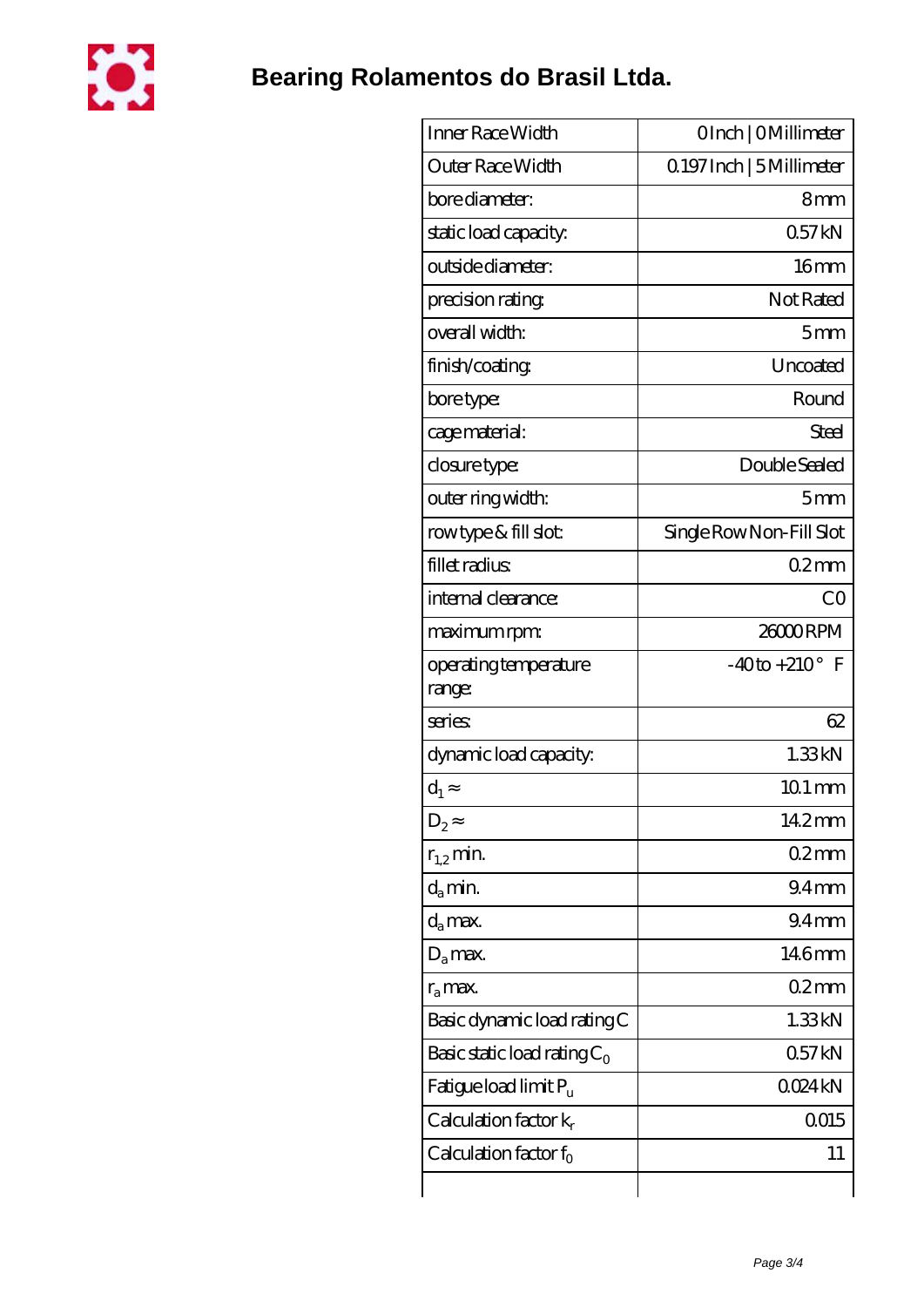# Bearing Rolamentos do Brasil Ltda.

| | |
|---|---|
| Inner Race Width | 0 Inch \| 0 Millimeter |
| Outer Race Width | 0.197 Inch \| 5 Millimeter |
| bore diameter: | 8 mm |
| static load capacity: | 0.57 kN |
| outside diameter: | 16 mm |
| precision rating: | Not Rated |
| overall width: | 5 mm |
| finish/coating: | Uncoated |
| bore type: | Round |
| cage material: | Steel |
| closure type: | Double Sealed |
| outer ring width: | 5 mm |
| row type & fill slot: | Single Row Non-Fill Slot |
| fillet radius: | 0.2 mm |
| internal clearance: | C0 |
| maximum rpm: | 26000 RPM |
| operating temperature range: | -40 to +210 ° F |
| series: | 62 |
| dynamic load capacity: | 1.33 kN |
| $d_1$ ≈ | 10.1 mm |
| $D_2$ ≈ | 14.2 mm |
| $r_{1,2}$ min. | 0.2 mm |
| $d_a$ min. | 9.4 mm |
| $d_a$ max. | 9.4 mm |
| $D_a$ max. | 14.6 mm |
| $r_a$ max. | 0.2 mm |
| Basic dynamic load rating C | 1.33 kN |
| Basic static load rating $C_0$ | 0.57 kN |
| Fatigue load limit $P_u$ | 0.024 kN |
| Calculation factor $k_r$ | 0.015 |
| Calculation factor $f_0$ | 11 |
| | |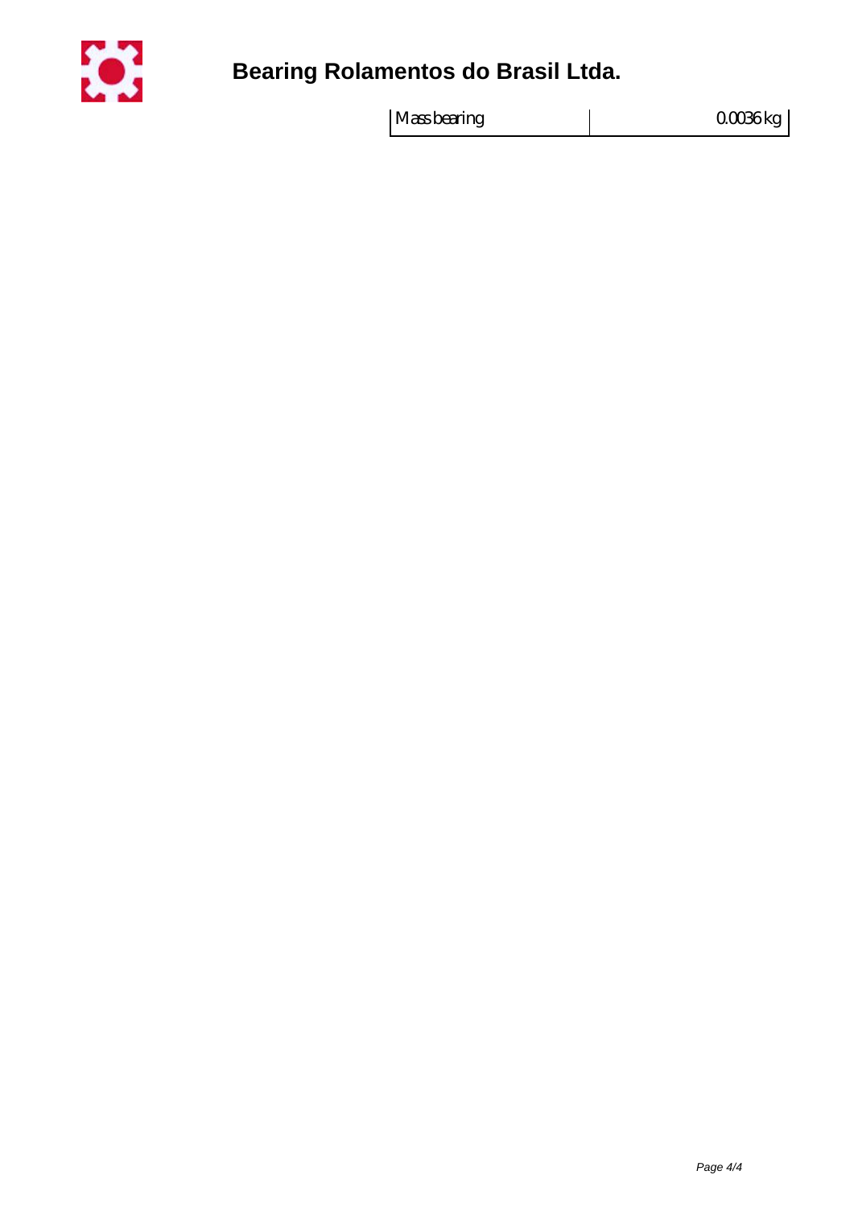| | |
|---|---|
| Mass bearing | 0.0036 kg |